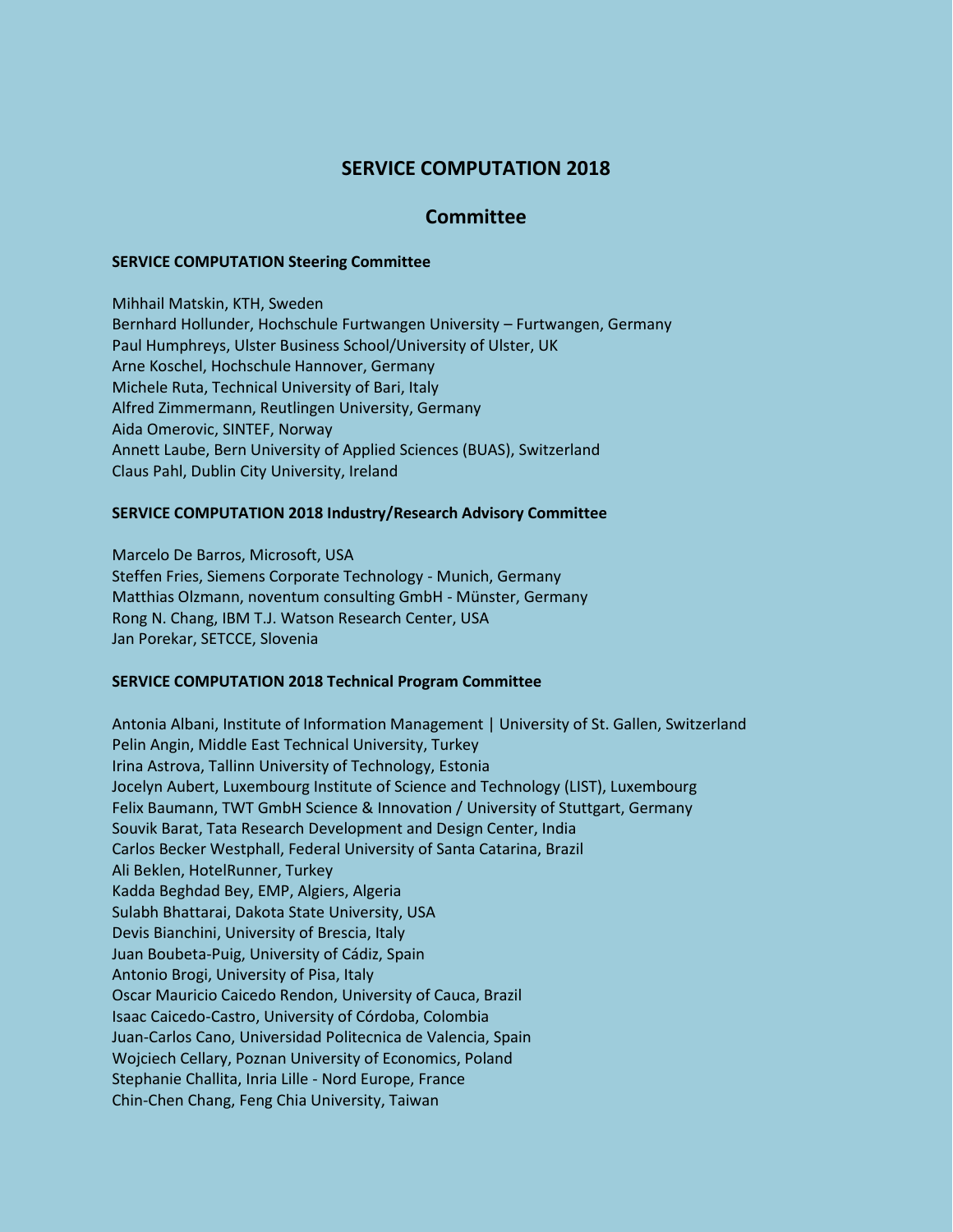# SERVICE COMPUTATION 2018

## Committee

### SERVICE COMPUTATION Steering Committee

Mihhail Matskin, KTH, Sweden
Bernhard Hollunder, Hochschule Furtwangen University – Furtwangen, Germany
Paul Humphreys, Ulster Business School/University of Ulster, UK
Arne Koschel, Hochschule Hannover, Germany
Michele Ruta, Technical University of Bari, Italy
Alfred Zimmermann, Reutlingen University, Germany
Aida Omerovic, SINTEF, Norway
Annett Laube, Bern University of Applied Sciences (BUAS), Switzerland
Claus Pahl, Dublin City University, Ireland

### SERVICE COMPUTATION 2018 Industry/Research Advisory Committee

Marcelo De Barros, Microsoft, USA
Steffen Fries, Siemens Corporate Technology - Munich, Germany
Matthias Olzmann, noventum consulting GmbH - Münster, Germany
Rong N. Chang, IBM T.J. Watson Research Center, USA
Jan Porekar, SETCCE, Slovenia

### SERVICE COMPUTATION 2018 Technical Program Committee

Antonia Albani, Institute of Information Management | University of St. Gallen, Switzerland
Pelin Angin, Middle East Technical University, Turkey
Irina Astrova, Tallinn University of Technology, Estonia
Jocelyn Aubert, Luxembourg Institute of Science and Technology (LIST), Luxembourg
Felix Baumann, TWT GmbH Science & Innovation / University of Stuttgart, Germany
Souvik Barat, Tata Research Development and Design Center, India
Carlos Becker Westphall, Federal University of Santa Catarina, Brazil
Ali Beklen, HotelRunner, Turkey
Kadda Beghdad Bey, EMP, Algiers, Algeria
Sulabh Bhattarai, Dakota State University, USA
Devis Bianchini, University of Brescia, Italy
Juan Boubeta-Puig, University of Cádiz, Spain
Antonio Brogi, University of Pisa, Italy
Oscar Mauricio Caicedo Rendon, University of Cauca, Brazil
Isaac Caicedo-Castro, University of Córdoba, Colombia
Juan-Carlos Cano, Universidad Politecnica de Valencia, Spain
Wojciech Cellary, Poznan University of Economics, Poland
Stephanie Challita, Inria Lille - Nord Europe, France
Chin-Chen Chang, Feng Chia University, Taiwan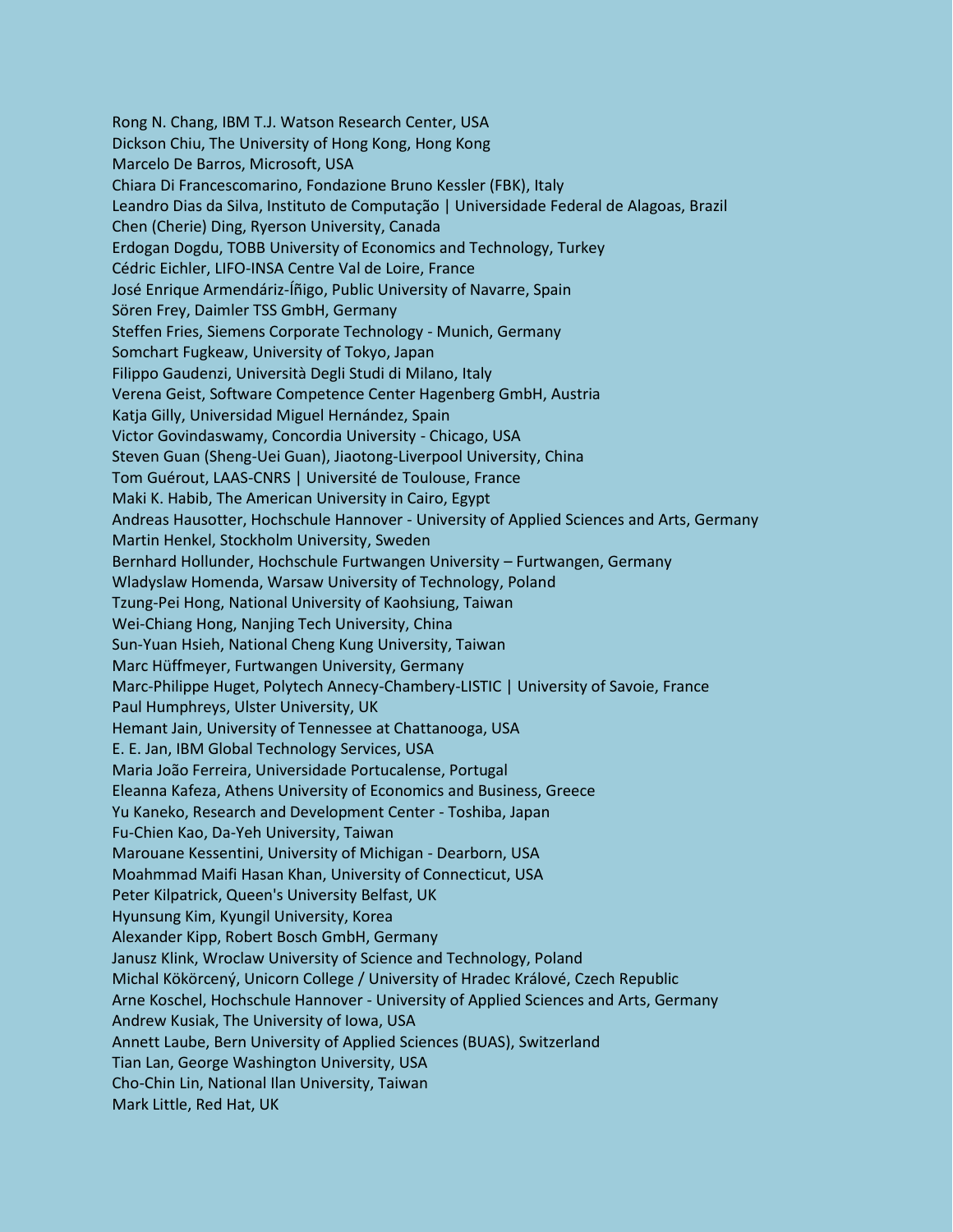Rong N. Chang, IBM T.J. Watson Research Center, USA
Dickson Chiu, The University of Hong Kong, Hong Kong
Marcelo De Barros, Microsoft, USA
Chiara Di Francescomarino, Fondazione Bruno Kessler (FBK), Italy
Leandro Dias da Silva, Instituto de Computação | Universidade Federal de Alagoas, Brazil
Chen (Cherie) Ding, Ryerson University, Canada
Erdogan Dogdu, TOBB University of Economics and Technology, Turkey
Cédric Eichler, LIFO-INSA Centre Val de Loire, France
José Enrique Armendáriz-Íñigo, Public University of Navarre, Spain
Sören Frey, Daimler TSS GmbH, Germany
Steffen Fries, Siemens Corporate Technology - Munich, Germany
Somchart Fugkeaw, University of Tokyo, Japan
Filippo Gaudenzi, Università Degli Studi di Milano, Italy
Verena Geist, Software Competence Center Hagenberg GmbH, Austria
Katja Gilly, Universidad Miguel Hernández, Spain
Victor Govindaswamy, Concordia University - Chicago, USA
Steven Guan (Sheng-Uei Guan), Jiaotong-Liverpool University, China
Tom Guérout, LAAS-CNRS | Université de Toulouse, France
Maki K. Habib, The American University in Cairo, Egypt
Andreas Hausotter, Hochschule Hannover - University of Applied Sciences and Arts, Germany
Martin Henkel, Stockholm University, Sweden
Bernhard Hollunder, Hochschule Furtwangen University – Furtwangen, Germany
Wladyslaw Homenda, Warsaw University of Technology, Poland
Tzung-Pei Hong, National University of Kaohsiung, Taiwan
Wei-Chiang Hong, Nanjing Tech University, China
Sun-Yuan Hsieh, National Cheng Kung University, Taiwan
Marc Hüffmeyer, Furtwangen University, Germany
Marc-Philippe Huget, Polytech Annecy-Chambery-LISTIC | University of Savoie, France
Paul Humphreys, Ulster University, UK
Hemant Jain, University of Tennessee at Chattanooga, USA
E. E. Jan, IBM Global Technology Services, USA
Maria João Ferreira, Universidade Portucalense, Portugal
Eleanna Kafeza, Athens University of Economics and Business, Greece
Yu Kaneko, Research and Development Center - Toshiba, Japan
Fu-Chien Kao, Da-Yeh University, Taiwan
Marouane Kessentini, University of Michigan - Dearborn, USA
Moahmmad Maifi Hasan Khan, University of Connecticut, USA
Peter Kilpatrick, Queen's University Belfast, UK
Hyunsung Kim, Kyungil University, Korea
Alexander Kipp, Robert Bosch GmbH, Germany
Janusz Klink, Wroclaw University of Science and Technology, Poland
Michal Kökörcený, Unicorn College / University of Hradec Králové, Czech Republic
Arne Koschel, Hochschule Hannover - University of Applied Sciences and Arts, Germany
Andrew Kusiak, The University of Iowa, USA
Annett Laube, Bern University of Applied Sciences (BUAS), Switzerland
Tian Lan, George Washington University, USA
Cho-Chin Lin, National Ilan University, Taiwan
Mark Little, Red Hat, UK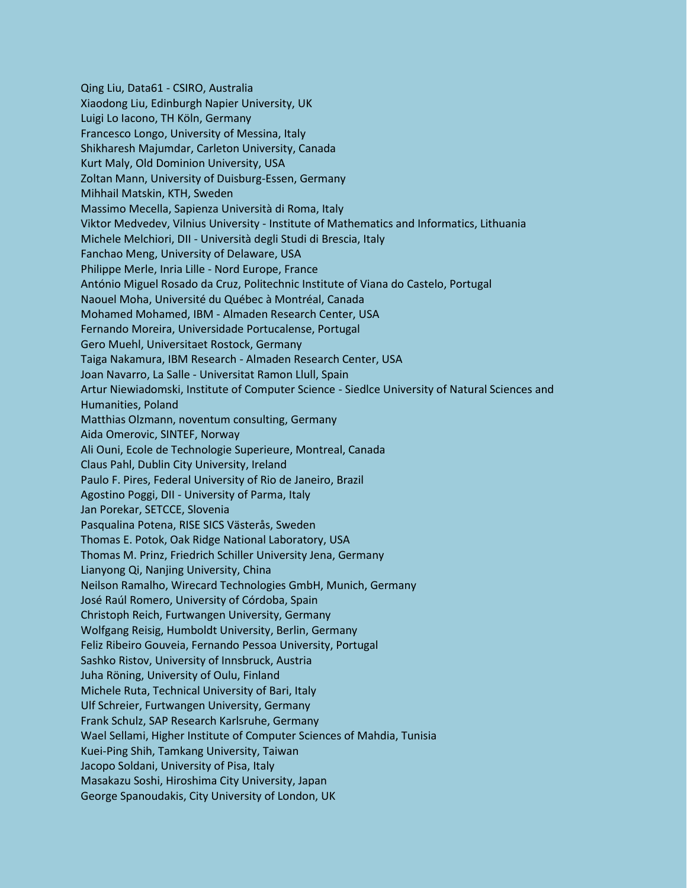Qing Liu, Data61 - CSIRO, Australia
Xiaodong Liu, Edinburgh Napier University, UK
Luigi Lo Iacono, TH Köln, Germany
Francesco Longo, University of Messina, Italy
Shikharesh Majumdar, Carleton University, Canada
Kurt Maly, Old Dominion University, USA
Zoltan Mann, University of Duisburg-Essen, Germany
Mihhail Matskin, KTH, Sweden
Massimo Mecella, Sapienza Università di Roma, Italy
Viktor Medvedev, Vilnius University - Institute of Mathematics and Informatics, Lithuania
Michele Melchiori, DII - Università degli Studi di Brescia, Italy
Fanchao Meng, University of Delaware, USA
Philippe Merle, Inria Lille - Nord Europe, France
António Miguel Rosado da Cruz, Politechnic Institute of Viana do Castelo, Portugal
Naouel Moha, Université du Québec à Montréal, Canada
Mohamed Mohamed, IBM - Almaden Research Center, USA
Fernando Moreira, Universidade Portucalense, Portugal
Gero Muehl, Universitaet Rostock, Germany
Taiga Nakamura, IBM Research - Almaden Research Center, USA
Joan Navarro, La Salle - Universitat Ramon Llull, Spain
Artur Niewiadomski, Institute of Computer Science - Siedlce University of Natural Sciences and Humanities, Poland
Matthias Olzmann, noventum consulting, Germany
Aida Omerovic, SINTEF, Norway
Ali Ouni, Ecole de Technologie Superieure, Montreal, Canada
Claus Pahl, Dublin City University, Ireland
Paulo F. Pires, Federal University of Rio de Janeiro, Brazil
Agostino Poggi, DII - University of Parma, Italy
Jan Porekar, SETCCE, Slovenia
Pasqualina Potena, RISE SICS Västerås, Sweden
Thomas E. Potok, Oak Ridge National Laboratory, USA
Thomas M. Prinz, Friedrich Schiller University Jena, Germany
Lianyong Qi, Nanjing University, China
Neilson Ramalho, Wirecard Technologies GmbH, Munich, Germany
José Raúl Romero, University of Córdoba, Spain
Christoph Reich, Furtwangen University, Germany
Wolfgang Reisig, Humboldt University, Berlin, Germany
Feliz Ribeiro Gouveia, Fernando Pessoa University, Portugal
Sashko Ristov, University of Innsbruck, Austria
Juha Röning, University of Oulu, Finland
Michele Ruta, Technical University of Bari, Italy
Ulf Schreier, Furtwangen University, Germany
Frank Schulz, SAP Research Karlsruhe, Germany
Wael Sellami, Higher Institute of Computer Sciences of Mahdia, Tunisia
Kuei-Ping Shih, Tamkang University, Taiwan
Jacopo Soldani, University of Pisa, Italy
Masakazu Soshi, Hiroshima City University, Japan
George Spanoudakis, City University of London, UK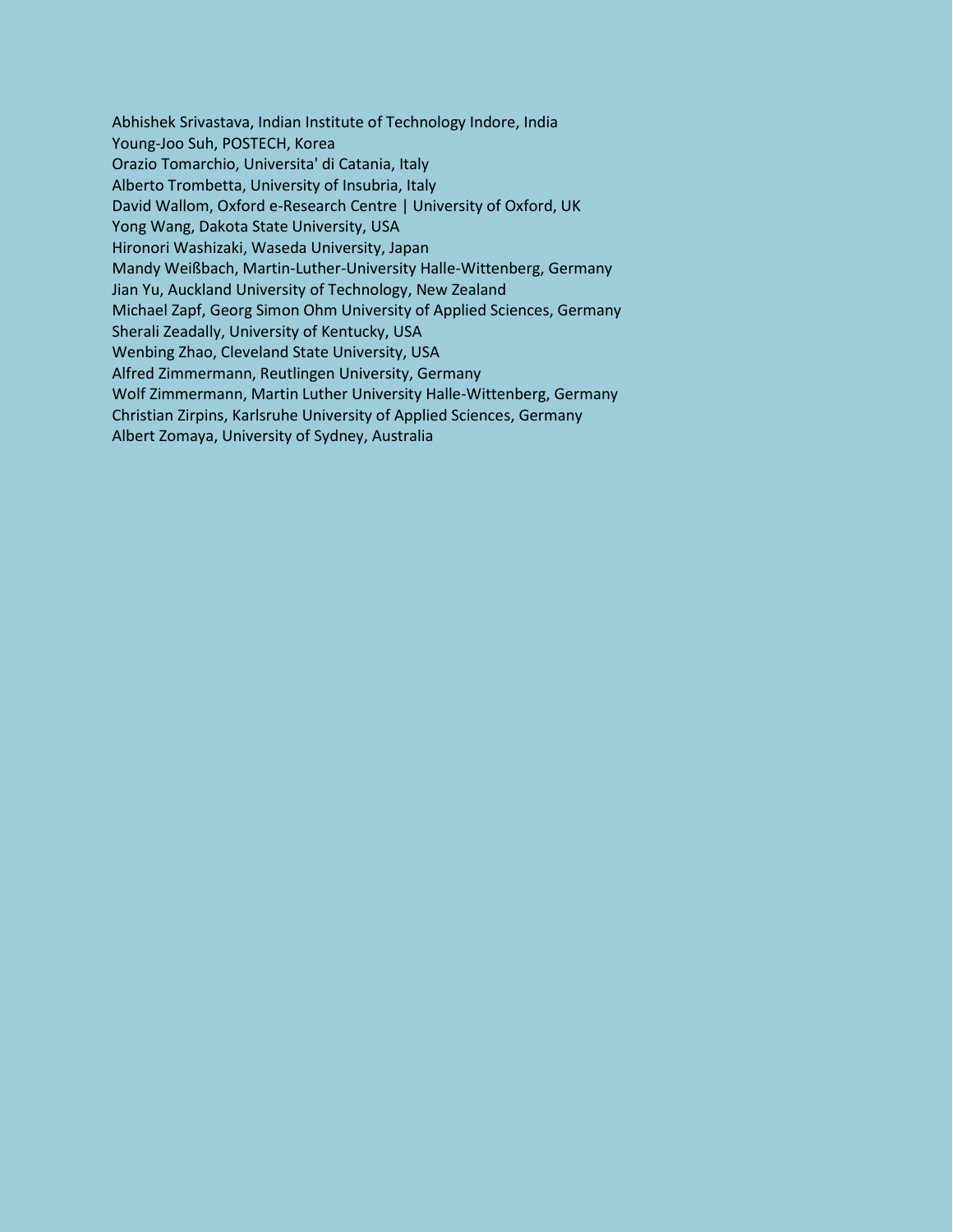Abhishek Srivastava, Indian Institute of Technology Indore, India
Young-Joo Suh, POSTECH, Korea
Orazio Tomarchio, Universita' di Catania, Italy
Alberto Trombetta, University of Insubria, Italy
David Wallom, Oxford e-Research Centre | University of Oxford, UK
Yong Wang, Dakota State University, USA
Hironori Washizaki, Waseda University, Japan
Mandy Weißbach, Martin-Luther-University Halle-Wittenberg, Germany
Jian Yu, Auckland University of Technology, New Zealand
Michael Zapf, Georg Simon Ohm University of Applied Sciences, Germany
Sherali Zeadally, University of Kentucky, USA
Wenbing Zhao, Cleveland State University, USA
Alfred Zimmermann, Reutlingen University, Germany
Wolf Zimmermann, Martin Luther University Halle-Wittenberg, Germany
Christian Zirpins, Karlsruhe University of Applied Sciences, Germany
Albert Zomaya, University of Sydney, Australia